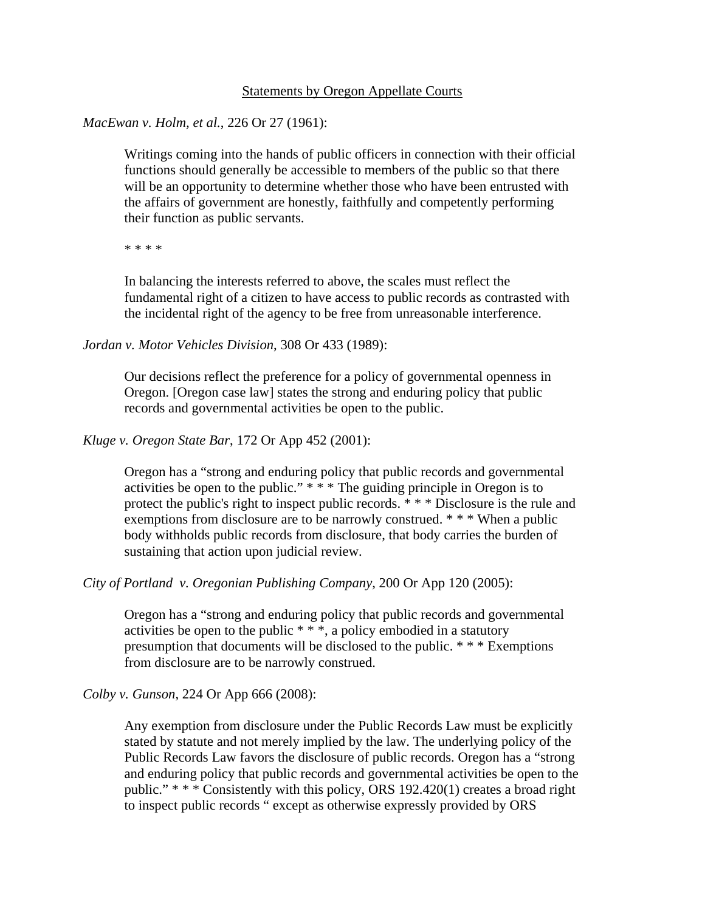# Statements by Oregon Appellate Courts

*MacEwan v. Holm, et al.*, 226 Or 27 (1961):

> Writings coming into the hands of public officers in connection with their official functions should generally be accessible to members of the public so that there will be an opportunity to determine whether those who have been entrusted with the affairs of government are honestly, faithfully and competently performing their function as public servants.
>
> * * * *
>
> In balancing the interests referred to above, the scales must reflect the fundamental right of a citizen to have access to public records as contrasted with the incidental right of the agency to be free from unreasonable interference.

*Jordan v. Motor Vehicles Division*, 308 Or 433 (1989):

> Our decisions reflect the preference for a policy of governmental openness in Oregon. [Oregon case law] states the strong and enduring policy that public records and governmental activities be open to the public.

*Kluge v. Oregon State Bar*, 172 Or App 452 (2001):

> Oregon has a "strong and enduring policy that public records and governmental activities be open to the public." * * * The guiding principle in Oregon is to protect the public's right to inspect public records. * * * Disclosure is the rule and exemptions from disclosure are to be narrowly construed. * * * When a public body withholds public records from disclosure, that body carries the burden of sustaining that action upon judicial review.

*City of Portland v. Oregonian Publishing Company*, 200 Or App 120 (2005):

> Oregon has a "strong and enduring policy that public records and governmental activities be open to the public * * *, a policy embodied in a statutory presumption that documents will be disclosed to the public. * * * Exemptions from disclosure are to be narrowly construed.

*Colby v. Gunson*, 224 Or App 666 (2008):

> Any exemption from disclosure under the Public Records Law must be explicitly stated by statute and not merely implied by the law. The underlying policy of the Public Records Law favors the disclosure of public records. Oregon has a "strong and enduring policy that public records and governmental activities be open to the public." * * * Consistently with this policy, ORS 192.420(1) creates a broad right to inspect public records " except as otherwise expressly provided by ORS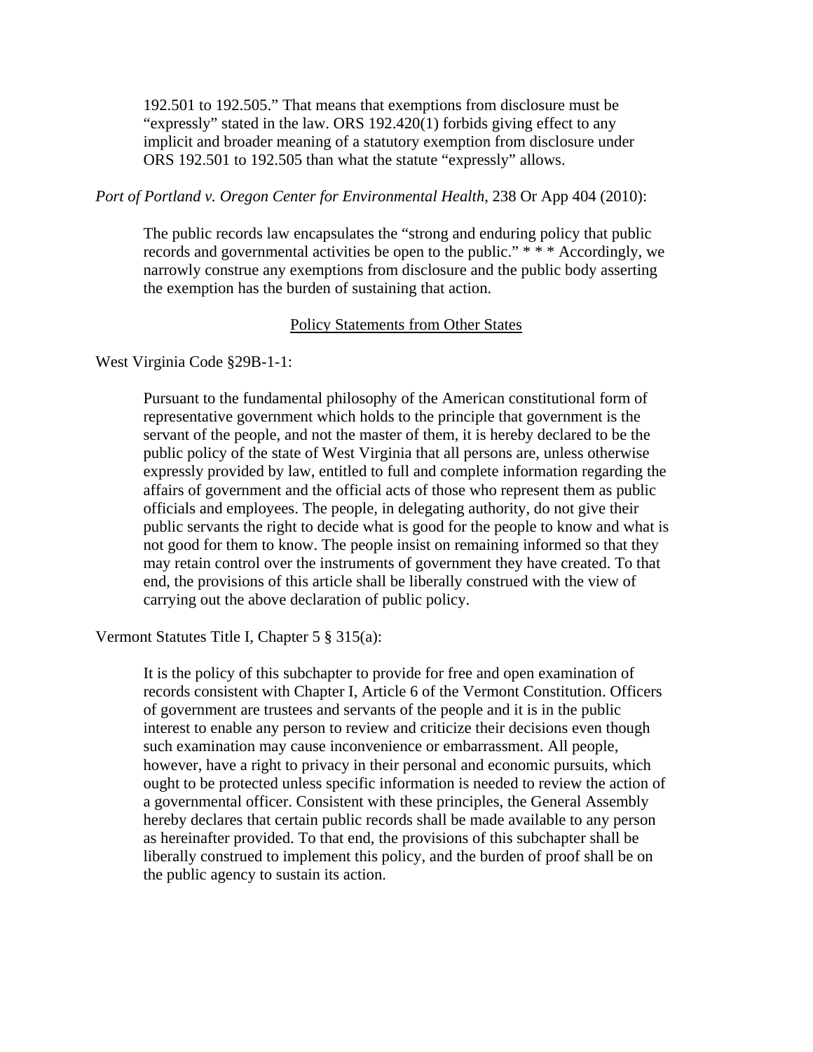> 192.501 to 192.505." That means that exemptions from disclosure must be "expressly" stated in the law. ORS 192.420(1) forbids giving effect to any implicit and broader meaning of a statutory exemption from disclosure under ORS 192.501 to 192.505 than what the statute "expressly" allows.

*Port of Portland v. Oregon Center for Environmental Health*, 238 Or App 404 (2010):

> The public records law encapsulates the "strong and enduring policy that public records and governmental activities be open to the public." * * * Accordingly, we narrowly construe any exemptions from disclosure and the public body asserting the exemption has the burden of sustaining that action.

<u>Policy Statements from Other States</u>

West Virginia Code §29B-1-1:

> Pursuant to the fundamental philosophy of the American constitutional form of representative government which holds to the principle that government is the servant of the people, and not the master of them, it is hereby declared to be the public policy of the state of West Virginia that all persons are, unless otherwise expressly provided by law, entitled to full and complete information regarding the affairs of government and the official acts of those who represent them as public officials and employees. The people, in delegating authority, do not give their public servants the right to decide what is good for the people to know and what is not good for them to know. The people insist on remaining informed so that they may retain control over the instruments of government they have created. To that end, the provisions of this article shall be liberally construed with the view of carrying out the above declaration of public policy.

Vermont Statutes Title I, Chapter 5 § 315(a):

> It is the policy of this subchapter to provide for free and open examination of records consistent with Chapter I, Article 6 of the Vermont Constitution. Officers of government are trustees and servants of the people and it is in the public interest to enable any person to review and criticize their decisions even though such examination may cause inconvenience or embarrassment. All people, however, have a right to privacy in their personal and economic pursuits, which ought to be protected unless specific information is needed to review the action of a governmental officer. Consistent with these principles, the General Assembly hereby declares that certain public records shall be made available to any person as hereinafter provided. To that end, the provisions of this subchapter shall be liberally construed to implement this policy, and the burden of proof shall be on the public agency to sustain its action.